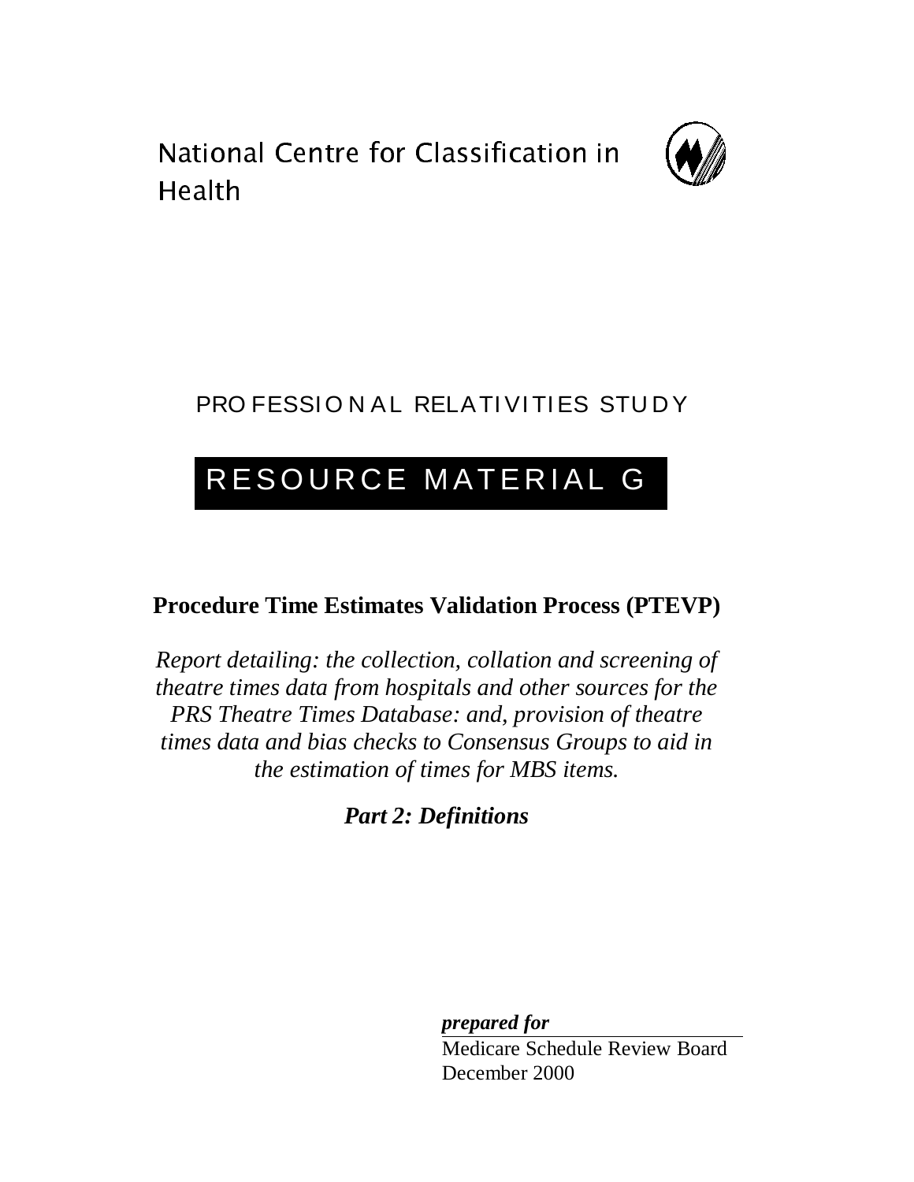National Centre for Classification in Health

PROFESSIONAL RELATIVITIES STUDY

# RESOURCE MATERIAL G

## Procedure Time Estimates Validation Process (PTEVP)

*Report detailing: the collection, collation and screening of theatre times data from hospitals and other sources for the PRS Theatre Times Database: and, provision of theatre times data and bias checks to Consensus Groups to aid in the estimation of times for MBS items.*

***Part 2: Definitions***

***prepared for***

Medicare Schedule Review Board
December 2000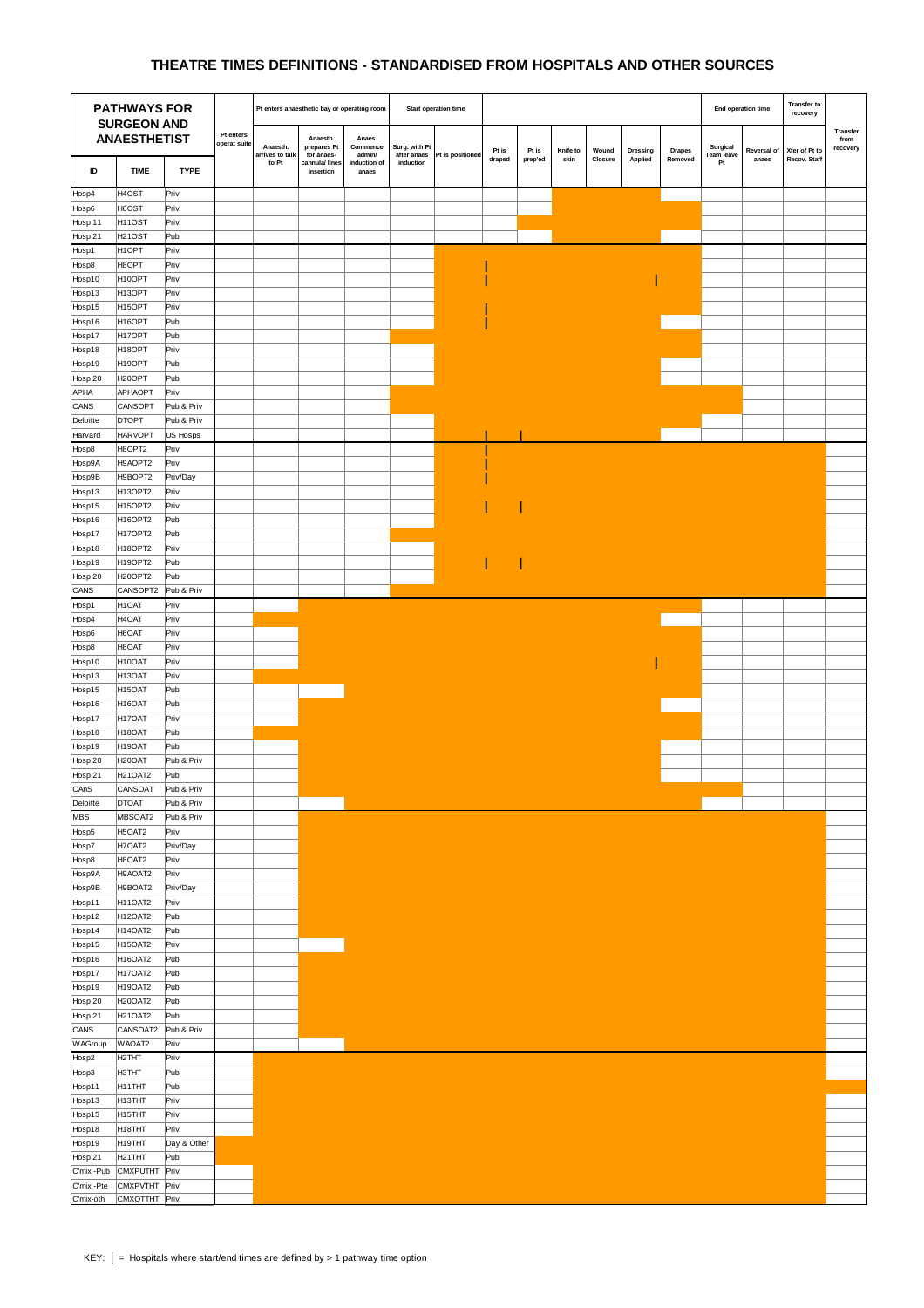# THEATRE TIMES DEFINITIONS - STANDARDISED FROM HOSPITALS AND OTHER SOURCES

| PATHWAYS FOR SURGEON AND ANAESTHETIST | | | | Pt enters anaesthetic bay or operating room | | | Start operation time | | | | | | | | End operation time | | Transfer to recovery | |
|---|---|---|---|---|---|---|---|---|---|---|---|---|---|---|---|---|---|---|
| ID | TIME | TYPE | Pt enters operat suite | Anaesth. arrives to talk to Pt | Anaesth. prepares Pt for anaes- cannula/ lines insertion | Anaes. Commence admin/ induction of anaes | Surg. with Pt after anaes induction | Pt is positioned | Pt is draped | Pt is prep'ed | Knife to skin | Wound Closure | Dressing Applied | Drapes Removed | Surgical Team leave Pt | Reversal of anaes | Xfer of Pt to Recov. Staff | Transfer from recovery |
| Hosp4 | H4OST | Priv | | | | | | | | | | | | | | | | |
| Hosp6 | H6OST | Priv | | | | | | | | | | | | | | | | |
| Hosp 11 | H11OST | Priv | | | | | | | | | | | | | | | | |
| Hosp 21 | H21OST | Pub | | | | | | | | | | | | | | | | |
| Hosp1 | H1OPT | Priv | | | | | | | | | | | | | | | | |
| Hosp8 | H8OPT | Priv | | | | | | | | | | | | | | | | |
| Hosp10 | H10OPT | Priv | | | | | | | | | | | | | | | | |
| Hosp13 | H13OPT | Priv | | | | | | | | | | | | | | | | |
| Hosp15 | H15OPT | Priv | | | | | | | | | | | | | | | | |
| Hosp16 | H16OPT | Pub | | | | | | | | | | | | | | | | |
| Hosp17 | H17OPT | Pub | | | | | | | | | | | | | | | | |
| Hosp18 | H18OPT | Priv | | | | | | | | | | | | | | | | |
| Hosp19 | H19OPT | Pub | | | | | | | | | | | | | | | | |
| Hosp 20 | H20OPT | Pub | | | | | | | | | | | | | | | | |
| APHA | APHAOPT | Priv | | | | | | | | | | | | | | | | |
| CANS | CANSOPT | Pub & Priv | | | | | | | | | | | | | | | | |
| Deloitte | DTOPT | Pub & Priv | | | | | | | | | | | | | | | | |
| Harvard | HARVOPT | US Hosps | | | | | | | | | | | | | | | | |
| Hosp8 | H8OPT2 | Priv | | | | | | | | | | | | | | | | |
| Hosp9A | H9AOPT2 | Priv | | | | | | | | | | | | | | | | |
| Hosp9B | H9BOPT2 | Priv/Day | | | | | | | | | | | | | | | | |
| Hosp13 | H13OPT2 | Priv | | | | | | | | | | | | | | | | |
| Hosp15 | H15OPT2 | Priv | | | | | | | | | | | | | | | | |
| Hosp16 | H16OPT2 | Pub | | | | | | | | | | | | | | | | |
| Hosp17 | H17OPT2 | Pub | | | | | | | | | | | | | | | | |
| Hosp18 | H18OPT2 | Priv | | | | | | | | | | | | | | | | |
| Hosp19 | H19OPT2 | Pub | | | | | | | | | | | | | | | | |
| Hosp 20 | H20OPT2 | Pub | | | | | | | | | | | | | | | | |
| CANS | CANSOPT2 | Pub & Priv | | | | | | | | | | | | | | | | |
| Hosp1 | H1OAT | Priv | | | | | | | | | | | | | | | | |
| Hosp4 | H4OAT | Priv | | | | | | | | | | | | | | | | |
| Hosp6 | H6OAT | Priv | | | | | | | | | | | | | | | | |
| Hosp8 | H8OAT | Priv | | | | | | | | | | | | | | | | |
| Hosp10 | H10OAT | Priv | | | | | | | | | | | | | | | | |
| Hosp13 | H13OAT | Priv | | | | | | | | | | | | | | | | |
| Hosp15 | H15OAT | Pub | | | | | | | | | | | | | | | | |
| Hosp16 | H16OAT | Pub | | | | | | | | | | | | | | | | |
| Hosp17 | H17OAT | Priv | | | | | | | | | | | | | | | | |
| Hosp18 | H18OAT | Pub | | | | | | | | | | | | | | | | |
| Hosp19 | H19OAT | Pub | | | | | | | | | | | | | | | | |
| Hosp 20 | H20OAT | Pub & Priv | | | | | | | | | | | | | | | | |
| Hosp 21 | H21OAT2 | Pub | | | | | | | | | | | | | | | | |
| CAnS | CANSOAT | Pub & Priv | | | | | | | | | | | | | | | | |
| Deloitte | DTOAT | Pub & Priv | | | | | | | | | | | | | | | | |
| MBS | MBSOAT2 | Pub & Priv | | | | | | | | | | | | | | | | |
| Hosp5 | H5OAT2 | Priv | | | | | | | | | | | | | | | | |
| Hosp7 | H7OAT2 | Priv/Day | | | | | | | | | | | | | | | | |
| Hosp8 | H8OAT2 | Priv | | | | | | | | | | | | | | | | |
| Hosp9A | H9AOAT2 | Priv | | | | | | | | | | | | | | | | |
| Hosp9B | H9BOAT2 | Priv/Day | | | | | | | | | | | | | | | | |
| Hosp11 | H11OAT2 | Priv | | | | | | | | | | | | | | | | |
| Hosp12 | H12OAT2 | Pub | | | | | | | | | | | | | | | | |
| Hosp14 | H14OAT2 | Pub | | | | | | | | | | | | | | | | |
| Hosp15 | H15OAT2 | Priv | | | | | | | | | | | | | | | | |
| Hosp16 | H16OAT2 | Pub | | | | | | | | | | | | | | | | |
| Hosp17 | H17OAT2 | Pub | | | | | | | | | | | | | | | | |
| Hosp19 | H19OAT2 | Pub | | | | | | | | | | | | | | | | |
| Hosp 20 | H20OAT2 | Pub | | | | | | | | | | | | | | | | |
| Hosp 21 | H21OAT2 | Pub | | | | | | | | | | | | | | | | |
| CANS | CANSOAT2 | Pub & Priv | | | | | | | | | | | | | | | | |
| WAGroup | WAOAT2 | Priv | | | | | | | | | | | | | | | | |
| Hosp2 | H2THT | Priv | | | | | | | | | | | | | | | | |
| Hosp3 | H3THT | Pub | | | | | | | | | | | | | | | | |
| Hosp11 | H11THT | Pub | | | | | | | | | | | | | | | | |
| Hosp13 | H13THT | Priv | | | | | | | | | | | | | | | | |
| Hosp15 | H15THT | Priv | | | | | | | | | | | | | | | | |
| Hosp18 | H18THT | Priv | | | | | | | | | | | | | | | | |
| Hosp19 | H19THT | Day & Other | | | | | | | | | | | | | | | | |
| Hosp 21 | H21THT | Pub | | | | | | | | | | | | | | | | |
| C'mix -Pub | CMXPUTHT | Priv | | | | | | | | | | | | | | | | |
| C'mix -Pte | CMXPVTHT | Priv | | | | | | | | | | | | | | | | |
| C'mix-oth | CMXOTTHT | Priv | | | | | | | | | | | | | | | | |

KEY: | = Hospitals where start/end times are defined by > 1 pathway time option